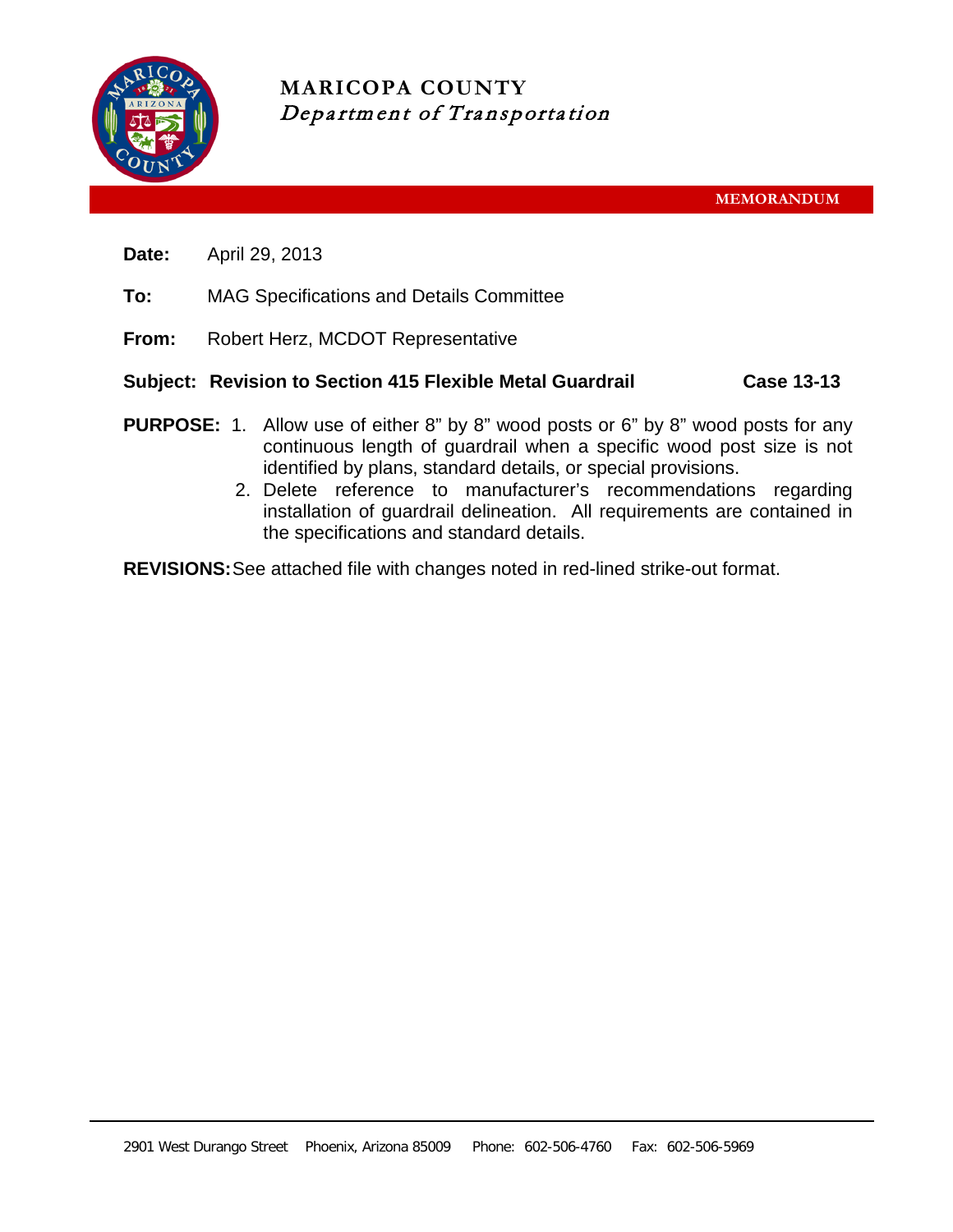# MARICOPA COUNTY
*Department of Transportation*

**MEMORANDUM**

**Date:** April 29, 2013

**To:** MAG Specifications and Details Committee

**From:** Robert Herz, MCDOT Representative

**Subject: Revision to Section 415 Flexible Metal Guardrail** **Case 13-13**

**PURPOSE:**
1. Allow use of either 8" by 8" wood posts or 6" by 8" wood posts for any continuous length of guardrail when a specific wood post size is not identified by plans, standard details, or special provisions.
2. Delete reference to manufacturer's recommendations regarding installation of guardrail delineation. All requirements are contained in the specifications and standard details.

**REVISIONS:** See attached file with changes noted in red-lined strike-out format.

2901 West Durango Street Phoenix, Arizona 85009 Phone: 602-506-4760 Fax: 602-506-5969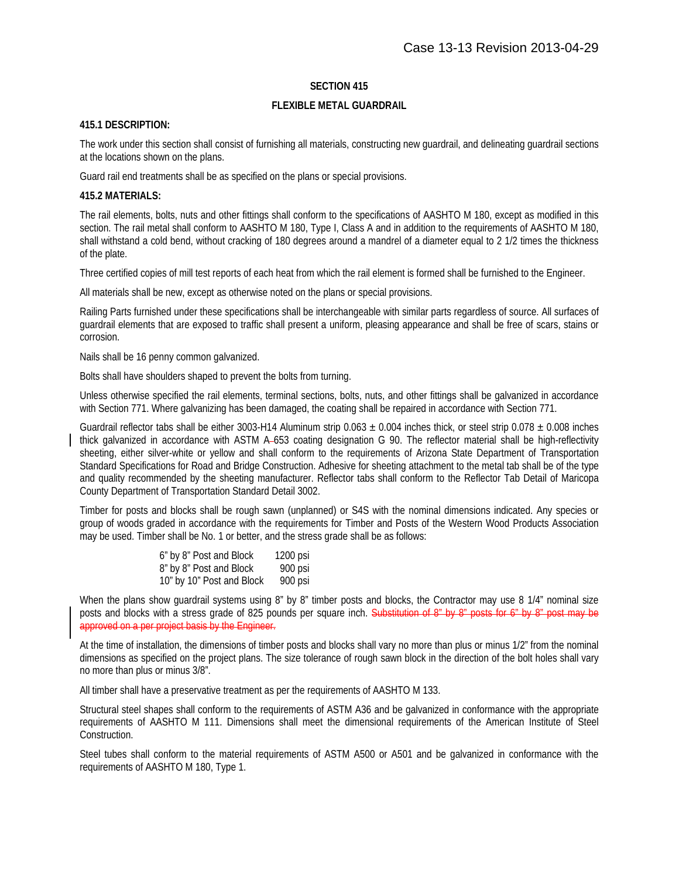## SECTION 415

## FLEXIBLE METAL GUARDRAIL

### 415.1 DESCRIPTION:

The work under this section shall consist of furnishing all materials, constructing new guardrail, and delineating guardrail sections at the locations shown on the plans.

Guard rail end treatments shall be as specified on the plans or special provisions.

### 415.2 MATERIALS:

The rail elements, bolts, nuts and other fittings shall conform to the specifications of AASHTO M 180, except as modified in this section. The rail metal shall conform to AASHTO M 180, Type I, Class A and in addition to the requirements of AASHTO M 180, shall withstand a cold bend, without cracking of 180 degrees around a mandrel of a diameter equal to 2 1/2 times the thickness of the plate.

Three certified copies of mill test reports of each heat from which the rail element is formed shall be furnished to the Engineer.

All materials shall be new, except as otherwise noted on the plans or special provisions.

Railing Parts furnished under these specifications shall be interchangeable with similar parts regardless of source. All surfaces of guardrail elements that are exposed to traffic shall present a uniform, pleasing appearance and shall be free of scars, stains or corrosion.

Nails shall be 16 penny common galvanized.

Bolts shall have shoulders shaped to prevent the bolts from turning.

Unless otherwise specified the rail elements, terminal sections, bolts, nuts, and other fittings shall be galvanized in accordance with Section 771. Where galvanizing has been damaged, the coating shall be repaired in accordance with Section 771.

Guardrail reflector tabs shall be either 3003-H14 Aluminum strip 0.063 ± 0.004 inches thick, or steel strip 0.078 ± 0.008 inches thick galvanized in accordance with ASTM A 653 coating designation G 90. The reflector material shall be high-reflectivity sheeting, either silver-white or yellow and shall conform to the requirements of Arizona State Department of Transportation Standard Specifications for Road and Bridge Construction. Adhesive for sheeting attachment to the metal tab shall be of the type and quality recommended by the sheeting manufacturer. Reflector tabs shall conform to the Reflector Tab Detail of Maricopa County Department of Transportation Standard Detail 3002.

Timber for posts and blocks shall be rough sawn (unplanned) or S4S with the nominal dimensions indicated. Any species or group of woods graded in accordance with the requirements for Timber and Posts of the Western Wood Products Association may be used. Timber shall be No. 1 or better, and the stress grade shall be as follows:

| | |
|---|---|
| 6" by 8" Post and Block | 1200 psi |
| 8" by 8" Post and Block | 900 psi |
| 10" by 10" Post and Block | 900 psi |

When the plans show guardrail systems using 8" by 8" timber posts and blocks, the Contractor may use 8 1/4" nominal size posts and blocks with a stress grade of 825 pounds per square inch. ~~Substitution of 8" by 8" posts for 6" by 8" post may be approved on a per project basis by the Engineer.~~

At the time of installation, the dimensions of timber posts and blocks shall vary no more than plus or minus 1/2" from the nominal dimensions as specified on the project plans. The size tolerance of rough sawn block in the direction of the bolt holes shall vary no more than plus or minus 3/8".

All timber shall have a preservative treatment as per the requirements of AASHTO M 133.

Structural steel shapes shall conform to the requirements of ASTM A36 and be galvanized in conformance with the appropriate requirements of AASHTO M 111. Dimensions shall meet the dimensional requirements of the American Institute of Steel Construction.

Steel tubes shall conform to the material requirements of ASTM A500 or A501 and be galvanized in conformance with the requirements of AASHTO M 180, Type 1.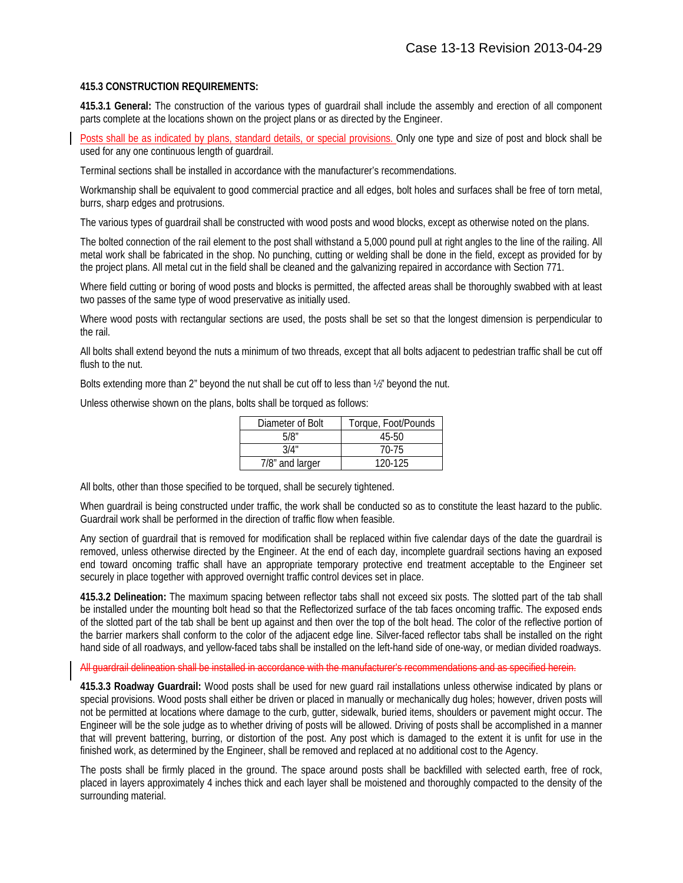**415.3 CONSTRUCTION REQUIREMENTS:**

**415.3.1 General:** The construction of the various types of guardrail shall include the assembly and erection of all component parts complete at the locations shown on the project plans or as directed by the Engineer.

Posts shall be as indicated by plans, standard details, or special provisions. Only one type and size of post and block shall be used for any one continuous length of guardrail.

Terminal sections shall be installed in accordance with the manufacturer's recommendations.

Workmanship shall be equivalent to good commercial practice and all edges, bolt holes and surfaces shall be free of torn metal, burrs, sharp edges and protrusions.

The various types of guardrail shall be constructed with wood posts and wood blocks, except as otherwise noted on the plans.

The bolted connection of the rail element to the post shall withstand a 5,000 pound pull at right angles to the line of the railing. All metal work shall be fabricated in the shop. No punching, cutting or welding shall be done in the field, except as provided for by the project plans. All metal cut in the field shall be cleaned and the galvanizing repaired in accordance with Section 771.

Where field cutting or boring of wood posts and blocks is permitted, the affected areas shall be thoroughly swabbed with at least two passes of the same type of wood preservative as initially used.

Where wood posts with rectangular sections are used, the posts shall be set so that the longest dimension is perpendicular to the rail.

All bolts shall extend beyond the nuts a minimum of two threads, except that all bolts adjacent to pedestrian traffic shall be cut off flush to the nut.

Bolts extending more than 2" beyond the nut shall be cut off to less than ½" beyond the nut.

Unless otherwise shown on the plans, bolts shall be torqued as follows:

| Diameter of Bolt | Torque, Foot/Pounds |
|---|---|
| 5/8" | 45-50 |
| 3/4" | 70-75 |
| 7/8" and larger | 120-125 |

All bolts, other than those specified to be torqued, shall be securely tightened.

When guardrail is being constructed under traffic, the work shall be conducted so as to constitute the least hazard to the public. Guardrail work shall be performed in the direction of traffic flow when feasible.

Any section of guardrail that is removed for modification shall be replaced within five calendar days of the date the guardrail is removed, unless otherwise directed by the Engineer. At the end of each day, incomplete guardrail sections having an exposed end toward oncoming traffic shall have an appropriate temporary protective end treatment acceptable to the Engineer set securely in place together with approved overnight traffic control devices set in place.

**415.3.2 Delineation:** The maximum spacing between reflector tabs shall not exceed six posts. The slotted part of the tab shall be installed under the mounting bolt head so that the Reflectorized surface of the tab faces oncoming traffic. The exposed ends of the slotted part of the tab shall be bent up against and then over the top of the bolt head. The color of the reflective portion of the barrier markers shall conform to the color of the adjacent edge line. Silver-faced reflector tabs shall be installed on the right hand side of all roadways, and yellow-faced tabs shall be installed on the left-hand side of one-way, or median divided roadways.

~~All guardrail delineation shall be installed in accordance with the manufacturer's recommendations and as specified herein.~~

**415.3.3 Roadway Guardrail:** Wood posts shall be used for new guard rail installations unless otherwise indicated by plans or special provisions. Wood posts shall either be driven or placed in manually or mechanically dug holes; however, driven posts will not be permitted at locations where damage to the curb, gutter, sidewalk, buried items, shoulders or pavement might occur. The Engineer will be the sole judge as to whether driving of posts will be allowed. Driving of posts shall be accomplished in a manner that will prevent battering, burring, or distortion of the post. Any post which is damaged to the extent it is unfit for use in the finished work, as determined by the Engineer, shall be removed and replaced at no additional cost to the Agency.

The posts shall be firmly placed in the ground. The space around posts shall be backfilled with selected earth, free of rock, placed in layers approximately 4 inches thick and each layer shall be moistened and thoroughly compacted to the density of the surrounding material.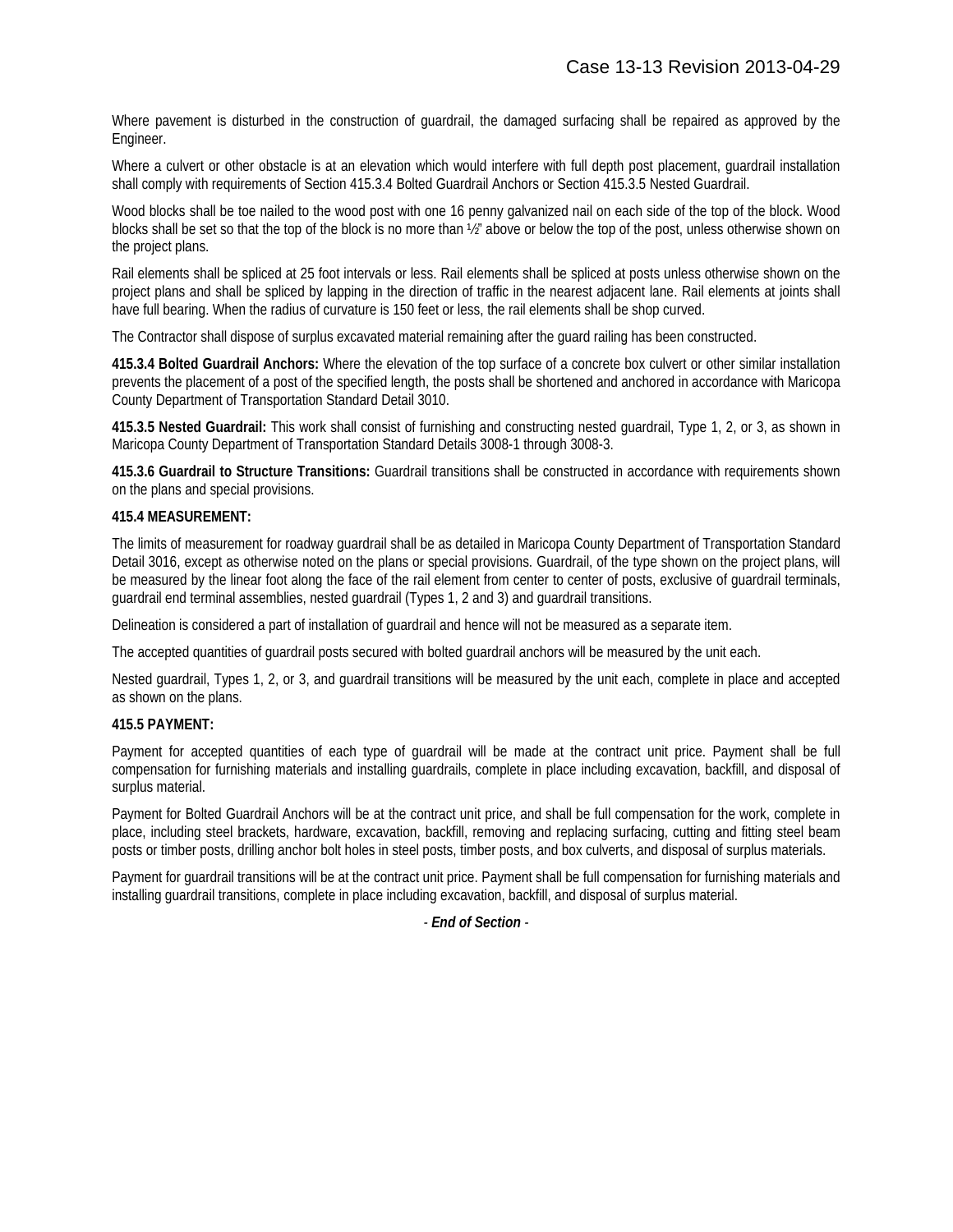Where pavement is disturbed in the construction of guardrail, the damaged surfacing shall be repaired as approved by the Engineer.

Where a culvert or other obstacle is at an elevation which would interfere with full depth post placement, guardrail installation shall comply with requirements of Section 415.3.4 Bolted Guardrail Anchors or Section 415.3.5 Nested Guardrail.

Wood blocks shall be toe nailed to the wood post with one 16 penny galvanized nail on each side of the top of the block. Wood blocks shall be set so that the top of the block is no more than ½" above or below the top of the post, unless otherwise shown on the project plans.

Rail elements shall be spliced at 25 foot intervals or less. Rail elements shall be spliced at posts unless otherwise shown on the project plans and shall be spliced by lapping in the direction of traffic in the nearest adjacent lane. Rail elements at joints shall have full bearing. When the radius of curvature is 150 feet or less, the rail elements shall be shop curved.

The Contractor shall dispose of surplus excavated material remaining after the guard railing has been constructed.

**415.3.4 Bolted Guardrail Anchors:** Where the elevation of the top surface of a concrete box culvert or other similar installation prevents the placement of a post of the specified length, the posts shall be shortened and anchored in accordance with Maricopa County Department of Transportation Standard Detail 3010.

**415.3.5 Nested Guardrail:** This work shall consist of furnishing and constructing nested guardrail, Type 1, 2, or 3, as shown in Maricopa County Department of Transportation Standard Details 3008-1 through 3008-3.

**415.3.6 Guardrail to Structure Transitions:** Guardrail transitions shall be constructed in accordance with requirements shown on the plans and special provisions.

**415.4 MEASUREMENT:**

The limits of measurement for roadway guardrail shall be as detailed in Maricopa County Department of Transportation Standard Detail 3016, except as otherwise noted on the plans or special provisions. Guardrail, of the type shown on the project plans, will be measured by the linear foot along the face of the rail element from center to center of posts, exclusive of guardrail terminals, guardrail end terminal assemblies, nested guardrail (Types 1, 2 and 3) and guardrail transitions.

Delineation is considered a part of installation of guardrail and hence will not be measured as a separate item.

The accepted quantities of guardrail posts secured with bolted guardrail anchors will be measured by the unit each.

Nested guardrail, Types 1, 2, or 3, and guardrail transitions will be measured by the unit each, complete in place and accepted as shown on the plans.

**415.5 PAYMENT:**

Payment for accepted quantities of each type of guardrail will be made at the contract unit price. Payment shall be full compensation for furnishing materials and installing guardrails, complete in place including excavation, backfill, and disposal of surplus material.

Payment for Bolted Guardrail Anchors will be at the contract unit price, and shall be full compensation for the work, complete in place, including steel brackets, hardware, excavation, backfill, removing and replacing surfacing, cutting and fitting steel beam posts or timber posts, drilling anchor bolt holes in steel posts, timber posts, and box culverts, and disposal of surplus materials.

Payment for guardrail transitions will be at the contract unit price. Payment shall be full compensation for furnishing materials and installing guardrail transitions, complete in place including excavation, backfill, and disposal of surplus material.

- ***End of Section*** -